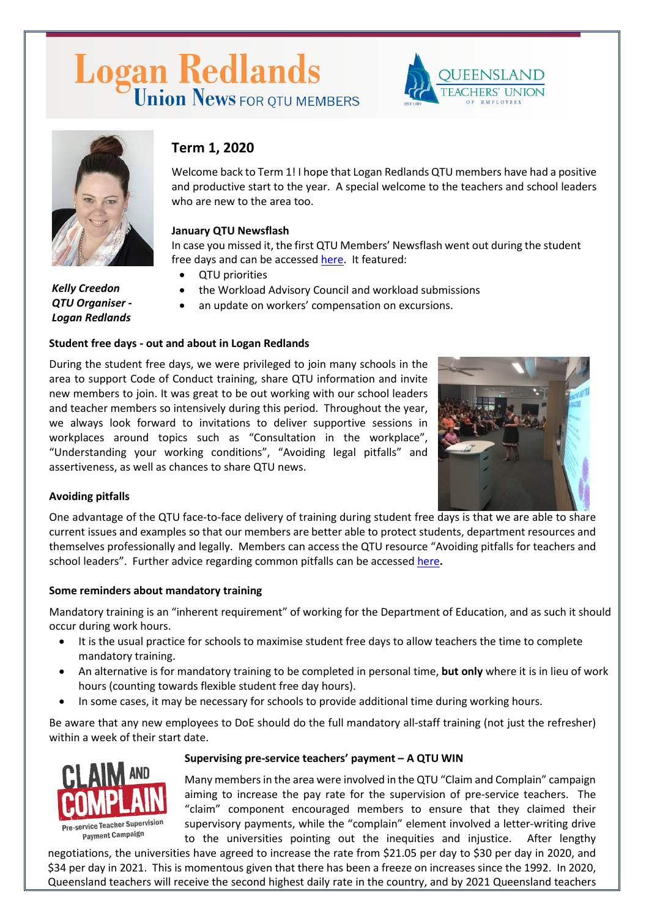# Logan Redlands Union News FOR QTU MEMBERS

QUEENSLAND TEACHERS' UNION OF EMPLOYEES

*Kelly Creedon*
*QTU Organiser - Logan Redlands*

## Term 1, 2020

Welcome back to Term 1! I hope that Logan Redlands QTU members have had a positive and productive start to the year. A special welcome to the teachers and school leaders who are new to the area too.

**January QTU Newsflash**

In case you missed it, the first QTU Members' Newsflash went out during the student free days and can be accessed here. It featured:

- QTU priorities
- the Workload Advisory Council and workload submissions
- an update on workers' compensation on excursions.

**Student free days - out and about in Logan Redlands**

During the student free days, we were privileged to join many schools in the area to support Code of Conduct training, share QTU information and invite new members to join. It was great to be out working with our school leaders and teacher members so intensively during this period. Throughout the year, we always look forward to invitations to deliver supportive sessions in workplaces around topics such as "Consultation in the workplace", "Understanding your working conditions", "Avoiding legal pitfalls" and assertiveness, as well as chances to share QTU news.

**Avoiding pitfalls**

One advantage of the QTU face-to-face delivery of training during student free days is that we are able to share current issues and examples so that our members are better able to protect students, department resources and themselves professionally and legally. Members can access the QTU resource "Avoiding pitfalls for teachers and school leaders". Further advice regarding common pitfalls can be accessed here**.**

**Some reminders about mandatory training**

Mandatory training is an "inherent requirement" of working for the Department of Education, and as such it should occur during work hours.

- It is the usual practice for schools to maximise student free days to allow teachers the time to complete mandatory training.
- An alternative is for mandatory training to be completed in personal time, **but only** where it is in lieu of work hours (counting towards flexible student free day hours).
- In some cases, it may be necessary for schools to provide additional time during working hours.

Be aware that any new employees to DoE should do the full mandatory all-staff training (not just the refresher) within a week of their start date.

CLAIM AND COMPLAIN
Pre-service Teacher Supervision Payment Campaign

**Supervising pre-service teachers' payment – A QTU WIN**

Many members in the area were involved in the QTU "Claim and Complain" campaign aiming to increase the pay rate for the supervision of pre-service teachers. The "claim" component encouraged members to ensure that they claimed their supervisory payments, while the "complain" element involved a letter-writing drive to the universities pointing out the inequities and injustice. After lengthy negotiations, the universities have agreed to increase the rate from $21.05 per day to $30 per day in 2020, and $34 per day in 2021. This is momentous given that there has been a freeze on increases since the 1992. In 2020, Queensland teachers will receive the second highest daily rate in the country, and by 2021 Queensland teachers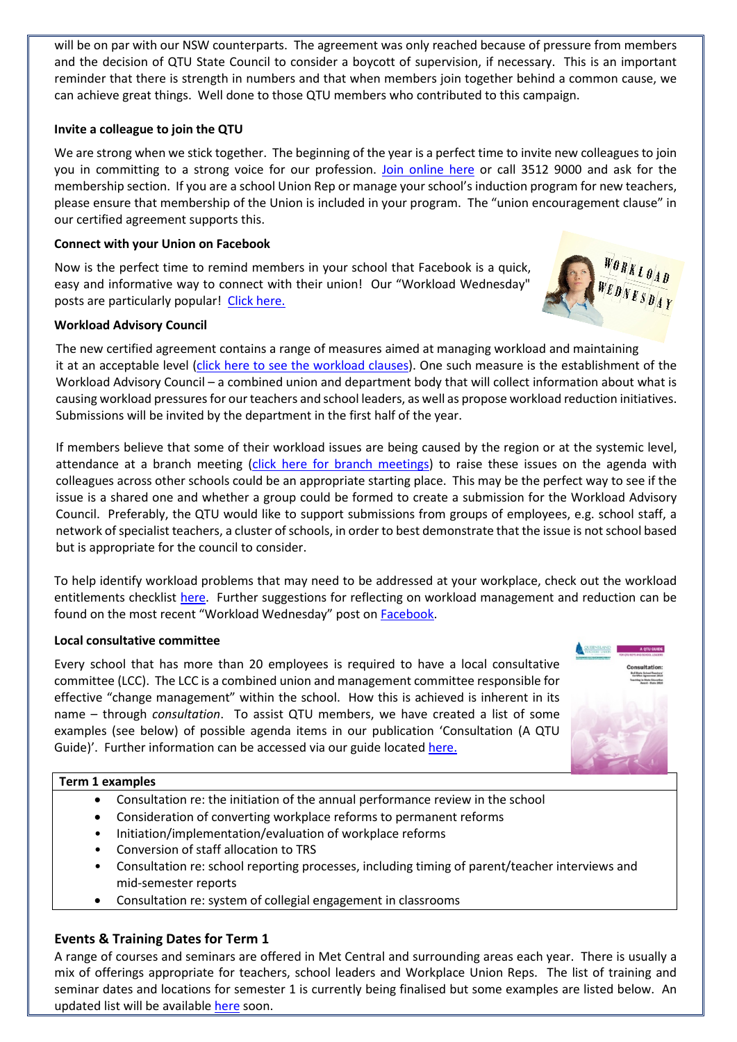will be on par with our NSW counterparts. The agreement was only reached because of pressure from members and the decision of QTU State Council to consider a boycott of supervision, if necessary. This is an important reminder that there is strength in numbers and that when members join together behind a common cause, we can achieve great things. Well done to those QTU members who contributed to this campaign.

**Invite a colleague to join the QTU**

We are strong when we stick together. The beginning of the year is a perfect time to invite new colleagues to join you in committing to a strong voice for our profession. Join online here or call 3512 9000 and ask for the membership section. If you are a school Union Rep or manage your school's induction program for new teachers, please ensure that membership of the Union is included in your program. The "union encouragement clause" in our certified agreement supports this.

**Connect with your Union on Facebook**

Now is the perfect time to remind members in your school that Facebook is a quick, easy and informative way to connect with their union! Our "Workload Wednesday" posts are particularly popular! Click here.

**Workload Advisory Council**

The new certified agreement contains a range of measures aimed at managing workload and maintaining it at an acceptable level (click here to see the workload clauses). One such measure is the establishment of the Workload Advisory Council – a combined union and department body that will collect information about what is causing workload pressures for our teachers and school leaders, as well as propose workload reduction initiatives. Submissions will be invited by the department in the first half of the year.

If members believe that some of their workload issues are being caused by the region or at the systemic level, attendance at a branch meeting (click here for branch meetings) to raise these issues on the agenda with colleagues across other schools could be an appropriate starting place. This may be the perfect way to see if the issue is a shared one and whether a group could be formed to create a submission for the Workload Advisory Council. Preferably, the QTU would like to support submissions from groups of employees, e.g. school staff, a network of specialist teachers, a cluster of schools, in order to best demonstrate that the issue is not school based but is appropriate for the council to consider.

To help identify workload problems that may need to be addressed at your workplace, check out the workload entitlements checklist here. Further suggestions for reflecting on workload management and reduction can be found on the most recent "Workload Wednesday" post on Facebook.

**Local consultative committee**

Every school that has more than 20 employees is required to have a local consultative committee (LCC). The LCC is a combined union and management committee responsible for effective "change management" within the school. How this is achieved is inherent in its name – through *consultation*. To assist QTU members, we have created a list of some examples (see below) of possible agenda items in our publication 'Consultation (A QTU Guide)'. Further information can be accessed via our guide located here.

**Term 1 examples**

- Consultation re: the initiation of the annual performance review in the school
- Consideration of converting workplace reforms to permanent reforms
- Initiation/implementation/evaluation of workplace reforms
- Conversion of staff allocation to TRS
- Consultation re: school reporting processes, including timing of parent/teacher interviews and mid-semester reports
- Consultation re: system of collegial engagement in classrooms

## Events & Training Dates for Term 1

A range of courses and seminars are offered in Met Central and surrounding areas each year. There is usually a mix of offerings appropriate for teachers, school leaders and Workplace Union Reps. The list of training and seminar dates and locations for semester 1 is currently being finalised but some examples are listed below. An updated list will be available here soon.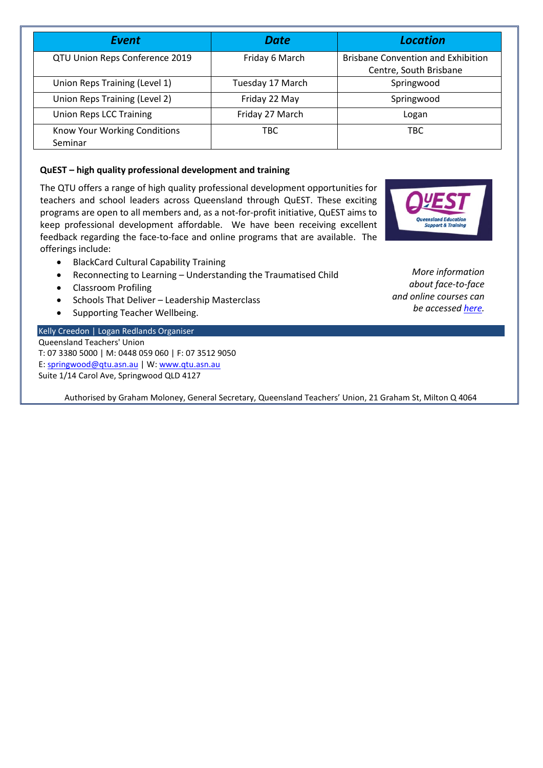| Event | Date | Location |
|---|---|---|
| QTU Union Reps Conference 2019 | Friday 6 March | Brisbane Convention and Exhibition Centre, South Brisbane |
| Union Reps Training (Level 1) | Tuesday 17 March | Springwood |
| Union Reps Training (Level 2) | Friday 22 May | Springwood |
| Union Reps LCC Training | Friday 27 March | Logan |
| Know Your Working Conditions Seminar | TBC | TBC |

**QuEST – high quality professional development and training**

The QTU offers a range of high quality professional development opportunities for teachers and school leaders across Queensland through QuEST. These exciting programs are open to all members and, as a not-for-profit initiative, QuEST aims to keep professional development affordable. We have been receiving excellent feedback regarding the face-to-face and online programs that are available. The offerings include:

- BlackCard Cultural Capability Training
- Reconnecting to Learning – Understanding the Traumatised Child
- Classroom Profiling
- Schools That Deliver – Leadership Masterclass
- Supporting Teacher Wellbeing.

*More information about face-to-face and online courses can be accessed [here](#).*

Kelly Creedon | Logan Redlands Organiser
Queensland Teachers' Union
T: 07 3380 5000 | M: 0448 059 060 | F: 07 3512 9050
E: springwood@qtu.asn.au | W: www.qtu.asn.au
Suite 1/14 Carol Ave, Springwood QLD 4127

Authorised by Graham Moloney, General Secretary, Queensland Teachers' Union, 21 Graham St, Milton Q 4064